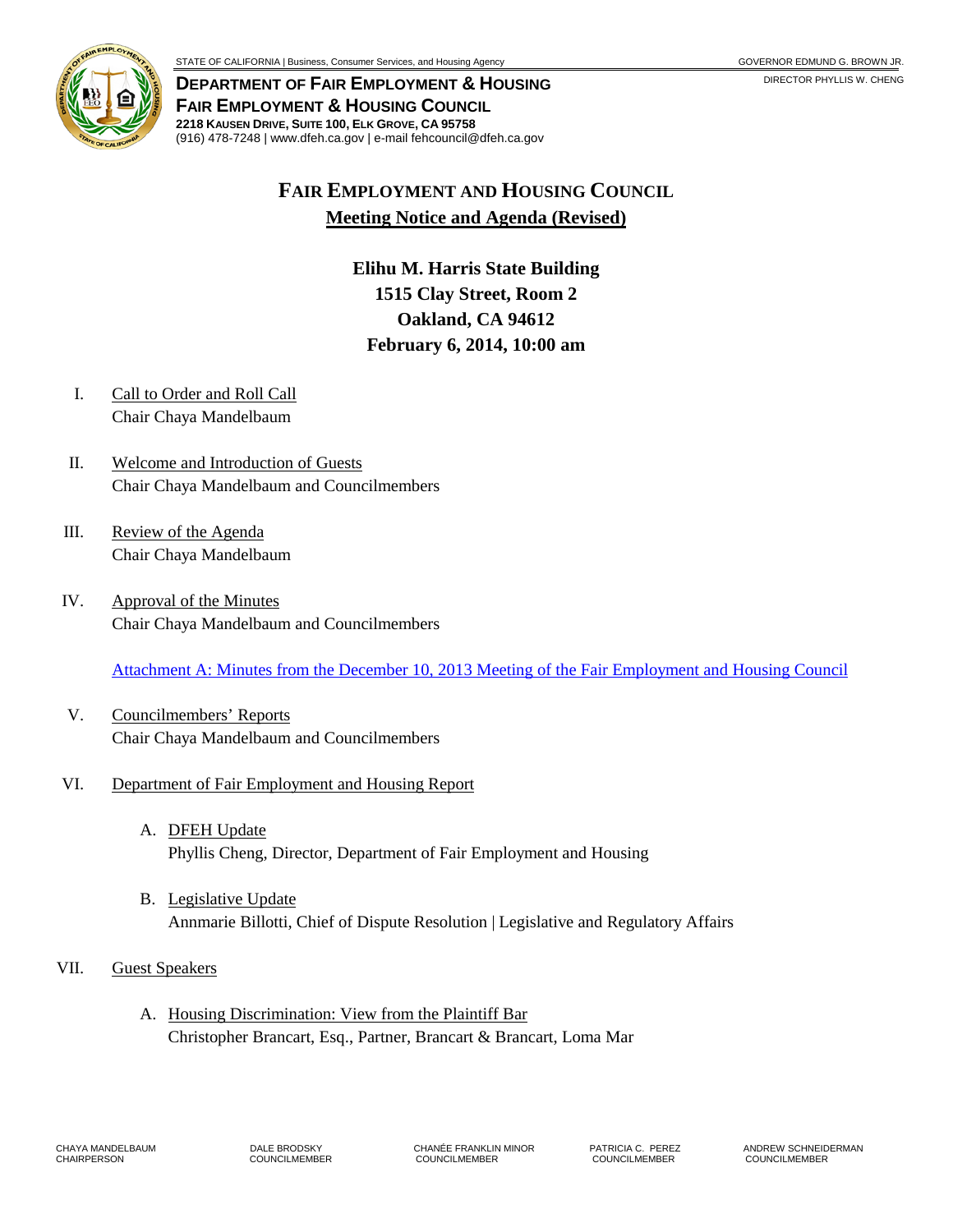STATE OF CALIFORNIA | Business, Consumer Services, and Housing Agency

GOVERNOR EDMUND G. BROWN JR.

DIRECTOR PHYLLIS W. CHENG

**DEPARTMENT OF FAIR EMPLOYMENT & HOUSING**
**FAIR EMPLOYMENT & HOUSING COUNCIL**
**2218 KAUSEN DRIVE, SUITE 100, ELK GROVE, CA 95758**
(916) 478-7248 | www.dfeh.ca.gov | e-mail fehcouncil@dfeh.ca.gov

# FAIR EMPLOYMENT AND HOUSING COUNCIL

## Meeting Notice and Agenda (Revised)

**Elihu M. Harris State Building**
**1515 Clay Street, Room 2**
**Oakland, CA 94612**
**February 6, 2014, 10:00 am**

I. Call to Order and Roll Call
Chair Chaya Mandelbaum

II. Welcome and Introduction of Guests
Chair Chaya Mandelbaum and Councilmembers

III. Review of the Agenda
Chair Chaya Mandelbaum

IV. Approval of the Minutes
Chair Chaya Mandelbaum and Councilmembers

Attachment A: Minutes from the December 10, 2013 Meeting of the Fair Employment and Housing Council

V. Councilmembers' Reports
Chair Chaya Mandelbaum and Councilmembers

VI. Department of Fair Employment and Housing Report

A. DFEH Update
Phyllis Cheng, Director, Department of Fair Employment and Housing

B. Legislative Update
Annmarie Billotti, Chief of Dispute Resolution | Legislative and Regulatory Affairs

VII. Guest Speakers

A. Housing Discrimination: View from the Plaintiff Bar
Christopher Brancart, Esq., Partner, Brancart & Brancart, Loma Mar

CHAYA MANDELBAUM, CHAIRPERSON | DALE BRODSKY, COUNCILMEMBER | CHANÉE FRANKLIN MINOR, COUNCILMEMBER | PATRICIA C. PEREZ, COUNCILMEMBER | ANDREW SCHNEIDERMAN, COUNCILMEMBER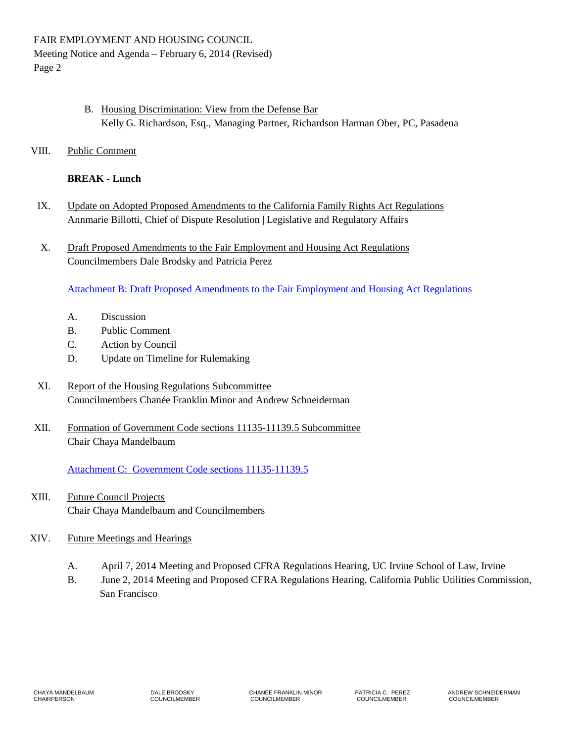B. Housing Discrimination: View from the Defense Bar
Kelly G. Richardson, Esq., Managing Partner, Richardson Harman Ober, PC, Pasadena

VIII. Public Comment

**BREAK - Lunch**

IX. Update on Adopted Proposed Amendments to the California Family Rights Act Regulations
Annmarie Billotti, Chief of Dispute Resolution | Legislative and Regulatory Affairs

X. Draft Proposed Amendments to the Fair Employment and Housing Act Regulations
Councilmembers Dale Brodsky and Patricia Perez

Attachment B: Draft Proposed Amendments to the Fair Employment and Housing Act Regulations

A. Discussion
B. Public Comment
C. Action by Council
D. Update on Timeline for Rulemaking

XI. Report of the Housing Regulations Subcommittee
Councilmembers Chanée Franklin Minor and Andrew Schneiderman

XII. Formation of Government Code sections 11135-11139.5 Subcommittee
Chair Chaya Mandelbaum

Attachment C: Government Code sections 11135-11139.5

XIII. Future Council Projects
Chair Chaya Mandelbaum and Councilmembers

XIV. Future Meetings and Hearings

A. April 7, 2014 Meeting and Proposed CFRA Regulations Hearing, UC Irvine School of Law, Irvine
B. June 2, 2014 Meeting and Proposed CFRA Regulations Hearing, California Public Utilities Commission, San Francisco

| CHAYA MANDELBAUM | DALE BRODSKY | CHANÉE FRANKLIN MINOR | PATRICIA C. PEREZ | ANDREW SCHNEIDERMAN |
| --- | --- | --- | --- | --- |
| CHAIRPERSON | COUNCILMEMBER | COUNCILMEMBER | COUNCILMEMBER | COUNCILMEMBER |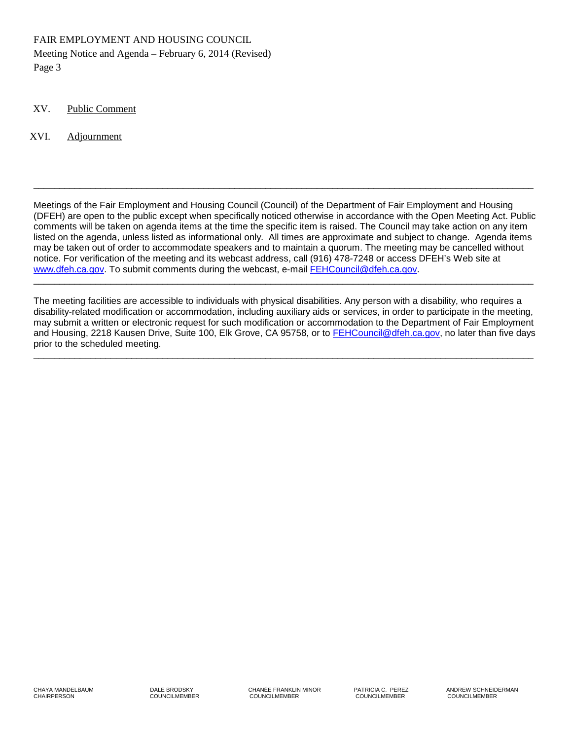XV. Public Comment

XVI. Adjournment

---

Meetings of the Fair Employment and Housing Council (Council) of the Department of Fair Employment and Housing (DFEH) are open to the public except when specifically noticed otherwise in accordance with the Open Meeting Act. Public comments will be taken on agenda items at the time the specific item is raised. The Council may take action on any item listed on the agenda, unless listed as informational only. All times are approximate and subject to change. Agenda items may be taken out of order to accommodate speakers and to maintain a quorum. The meeting may be cancelled without notice. For verification of the meeting and its webcast address, call (916) 478-7248 or access DFEH's Web site at www.dfeh.ca.gov. To submit comments during the webcast, e-mail FEHCouncil@dfeh.ca.gov.

---

The meeting facilities are accessible to individuals with physical disabilities. Any person with a disability, who requires a disability-related modification or accommodation, including auxiliary aids or services, in order to participate in the meeting, may submit a written or electronic request for such modification or accommodation to the Department of Fair Employment and Housing, 2218 Kausen Drive, Suite 100, Elk Grove, CA 95758, or to FEHCouncil@dfeh.ca.gov, no later than five days prior to the scheduled meeting.

---

CHAYA MANDELBAUM
CHAIRPERSON

DALE BRODSKY
COUNCILMEMBER

CHANÉE FRANKLIN MINOR
COUNCILMEMBER

PATRICIA C. PEREZ
COUNCILMEMBER

ANDREW SCHNEIDERMAN
COUNCILMEMBER